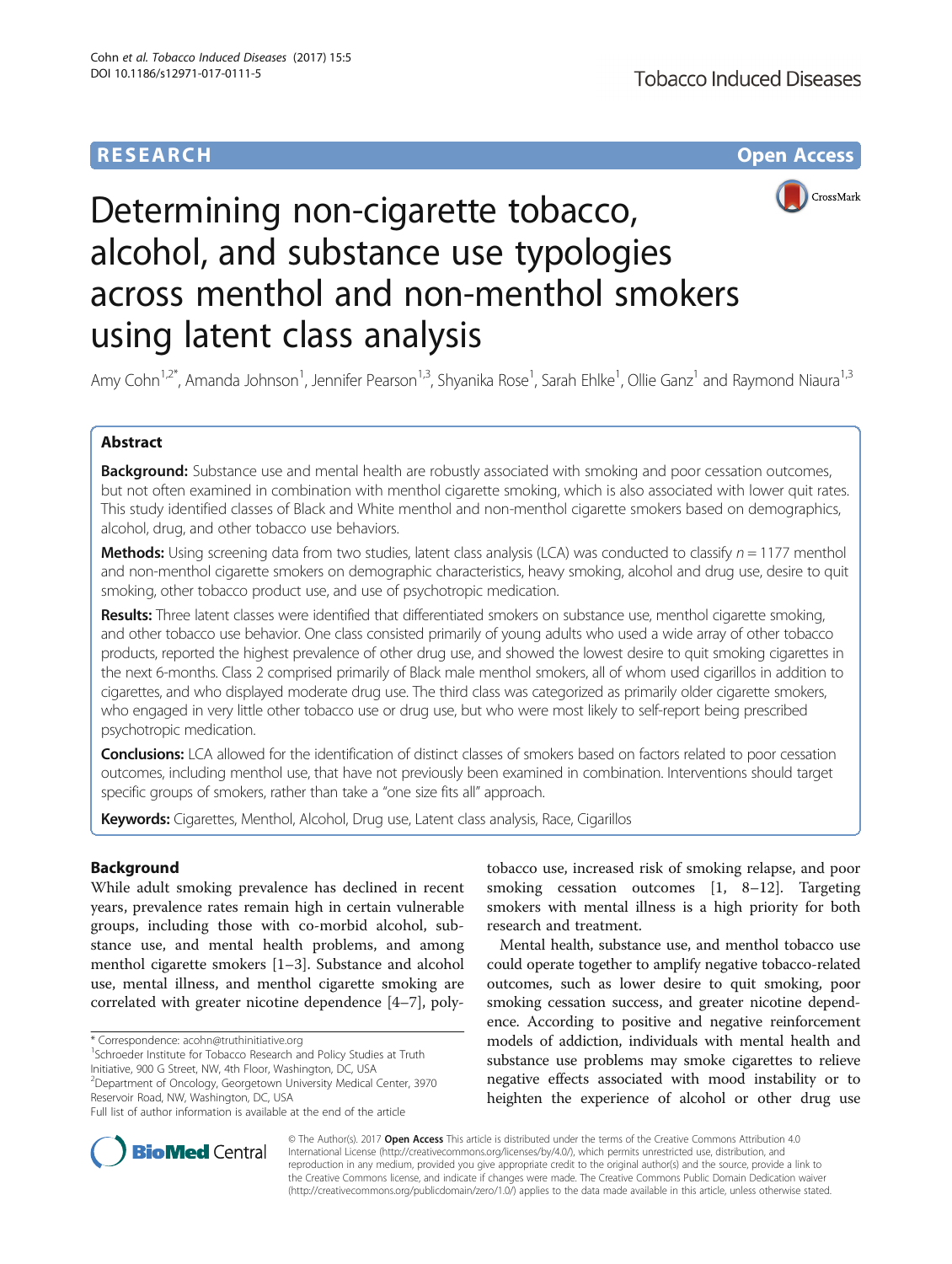**RESEARCH** **Open Access**

# Determining non-cigarette tobacco, alcohol, and substance use typologies across menthol and non-menthol smokers using latent class analysis

Amy Cohn[1,2*], Amanda Johnson[1], Jennifer Pearson[1,3], Shyanika Rose[1], Sarah Ehlke[1], Ollie Ganz[1] and Raymond Niaura[1,3]

## Abstract

**Background:** Substance use and mental health are robustly associated with smoking and poor cessation outcomes, but not often examined in combination with menthol cigarette smoking, which is also associated with lower quit rates. This study identified classes of Black and White menthol and non-menthol cigarette smokers based on demographics, alcohol, drug, and other tobacco use behaviors.

**Methods:** Using screening data from two studies, latent class analysis (LCA) was conducted to classify $n = 1177$ menthol and non-menthol cigarette smokers on demographic characteristics, heavy smoking, alcohol and drug use, desire to quit smoking, other tobacco product use, and use of psychotropic medication.

**Results:** Three latent classes were identified that differentiated smokers on substance use, menthol cigarette smoking, and other tobacco use behavior. One class consisted primarily of young adults who used a wide array of other tobacco products, reported the highest prevalence of other drug use, and showed the lowest desire to quit smoking cigarettes in the next 6-months. Class 2 comprised primarily of Black male menthol smokers, all of whom used cigarillos in addition to cigarettes, and who displayed moderate drug use. The third class was categorized as primarily older cigarette smokers, who engaged in very little other tobacco use or drug use, but who were most likely to self-report being prescribed psychotropic medication.

**Conclusions:** LCA allowed for the identification of distinct classes of smokers based on factors related to poor cessation outcomes, including menthol use, that have not previously been examined in combination. Interventions should target specific groups of smokers, rather than take a "one size fits all" approach.

**Keywords:** Cigarettes, Menthol, Alcohol, Drug use, Latent class analysis, Race, Cigarillos

## Background

While adult smoking prevalence has declined in recent years, prevalence rates remain high in certain vulnerable groups, including those with co-morbid alcohol, substance use, and mental health problems, and among menthol cigarette smokers [1–3]. Substance and alcohol use, mental illness, and menthol cigarette smoking are correlated with greater nicotine dependence [4–7], poly-tobacco use, increased risk of smoking relapse, and poor smoking cessation outcomes [1, 8–12]. Targeting smokers with mental illness is a high priority for both research and treatment.

Mental health, substance use, and menthol tobacco use could operate together to amplify negative tobacco-related outcomes, such as lower desire to quit smoking, poor smoking cessation success, and greater nicotine dependence. According to positive and negative reinforcement models of addiction, individuals with mental health and substance use problems may smoke cigarettes to relieve negative effects associated with mood instability or to heighten the experience of alcohol or other drug use

\* Correspondence: acohn@truthinitiative.org
[1]Schroeder Institute for Tobacco Research and Policy Studies at Truth Initiative, 900 G Street, NW, 4th Floor, Washington, DC, USA
[2]Department of Oncology, Georgetown University Medical Center, 3970 Reservoir Road, NW, Washington, DC, USA
Full list of author information is available at the end of the article

© The Author(s). 2017 **Open Access** This article is distributed under the terms of the Creative Commons Attribution 4.0 International License (http://creativecommons.org/licenses/by/4.0/), which permits unrestricted use, distribution, and reproduction in any medium, provided you give appropriate credit to the original author(s) and the source, provide a link to the Creative Commons license, and indicate if changes were made. The Creative Commons Public Domain Dedication waiver (http://creativecommons.org/publicdomain/zero/1.0/) applies to the data made available in this article, unless otherwise stated.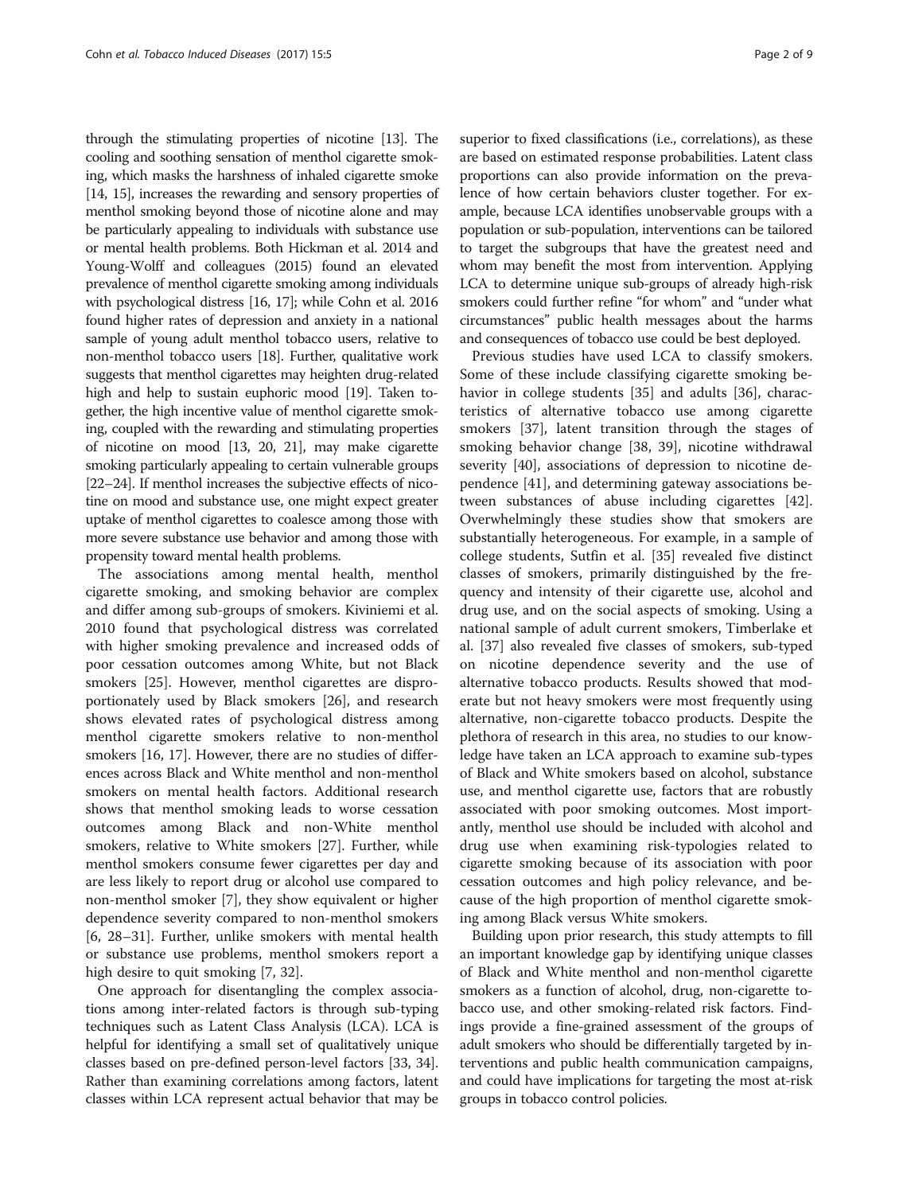through the stimulating properties of nicotine [13]. The cooling and soothing sensation of menthol cigarette smoking, which masks the harshness of inhaled cigarette smoke [14, 15], increases the rewarding and sensory properties of menthol smoking beyond those of nicotine alone and may be particularly appealing to individuals with substance use or mental health problems. Both Hickman et al. 2014 and Young-Wolff and colleagues (2015) found an elevated prevalence of menthol cigarette smoking among individuals with psychological distress [16, 17]; while Cohn et al. 2016 found higher rates of depression and anxiety in a national sample of young adult menthol tobacco users, relative to non-menthol tobacco users [18]. Further, qualitative work suggests that menthol cigarettes may heighten drug-related high and help to sustain euphoric mood [19]. Taken together, the high incentive value of menthol cigarette smoking, coupled with the rewarding and stimulating properties of nicotine on mood [13, 20, 21], may make cigarette smoking particularly appealing to certain vulnerable groups [22–24]. If menthol increases the subjective effects of nicotine on mood and substance use, one might expect greater uptake of menthol cigarettes to coalesce among those with more severe substance use behavior and among those with propensity toward mental health problems.

The associations among mental health, menthol cigarette smoking, and smoking behavior are complex and differ among sub-groups of smokers. Kiviniemi et al. 2010 found that psychological distress was correlated with higher smoking prevalence and increased odds of poor cessation outcomes among White, but not Black smokers [25]. However, menthol cigarettes are disproportionately used by Black smokers [26], and research shows elevated rates of psychological distress among menthol cigarette smokers relative to non-menthol smokers [16, 17]. However, there are no studies of differences across Black and White menthol and non-menthol smokers on mental health factors. Additional research shows that menthol smoking leads to worse cessation outcomes among Black and non-White menthol smokers, relative to White smokers [27]. Further, while menthol smokers consume fewer cigarettes per day and are less likely to report drug or alcohol use compared to non-menthol smoker [7], they show equivalent or higher dependence severity compared to non-menthol smokers [6, 28–31]. Further, unlike smokers with mental health or substance use problems, menthol smokers report a high desire to quit smoking [7, 32].

One approach for disentangling the complex associations among inter-related factors is through sub-typing techniques such as Latent Class Analysis (LCA). LCA is helpful for identifying a small set of qualitatively unique classes based on pre-defined person-level factors [33, 34]. Rather than examining correlations among factors, latent classes within LCA represent actual behavior that may be superior to fixed classifications (i.e., correlations), as these are based on estimated response probabilities. Latent class proportions can also provide information on the prevalence of how certain behaviors cluster together. For example, because LCA identifies unobservable groups with a population or sub-population, interventions can be tailored to target the subgroups that have the greatest need and whom may benefit the most from intervention. Applying LCA to determine unique sub-groups of already high-risk smokers could further refine "for whom" and "under what circumstances" public health messages about the harms and consequences of tobacco use could be best deployed.

Previous studies have used LCA to classify smokers. Some of these include classifying cigarette smoking behavior in college students [35] and adults [36], characteristics of alternative tobacco use among cigarette smokers [37], latent transition through the stages of smoking behavior change [38, 39], nicotine withdrawal severity [40], associations of depression to nicotine dependence [41], and determining gateway associations between substances of abuse including cigarettes [42]. Overwhelmingly these studies show that smokers are substantially heterogeneous. For example, in a sample of college students, Sutfin et al. [35] revealed five distinct classes of smokers, primarily distinguished by the frequency and intensity of their cigarette use, alcohol and drug use, and on the social aspects of smoking. Using a national sample of adult current smokers, Timberlake et al. [37] also revealed five classes of smokers, sub-typed on nicotine dependence severity and the use of alternative tobacco products. Results showed that moderate but not heavy smokers were most frequently using alternative, non-cigarette tobacco products. Despite the plethora of research in this area, no studies to our knowledge have taken an LCA approach to examine sub-types of Black and White smokers based on alcohol, substance use, and menthol cigarette use, factors that are robustly associated with poor smoking outcomes. Most importantly, menthol use should be included with alcohol and drug use when examining risk-typologies related to cigarette smoking because of its association with poor cessation outcomes and high policy relevance, and because of the high proportion of menthol cigarette smoking among Black versus White smokers.

Building upon prior research, this study attempts to fill an important knowledge gap by identifying unique classes of Black and White menthol and non-menthol cigarette smokers as a function of alcohol, drug, non-cigarette tobacco use, and other smoking-related risk factors. Findings provide a fine-grained assessment of the groups of adult smokers who should be differentially targeted by interventions and public health communication campaigns, and could have implications for targeting the most at-risk groups in tobacco control policies.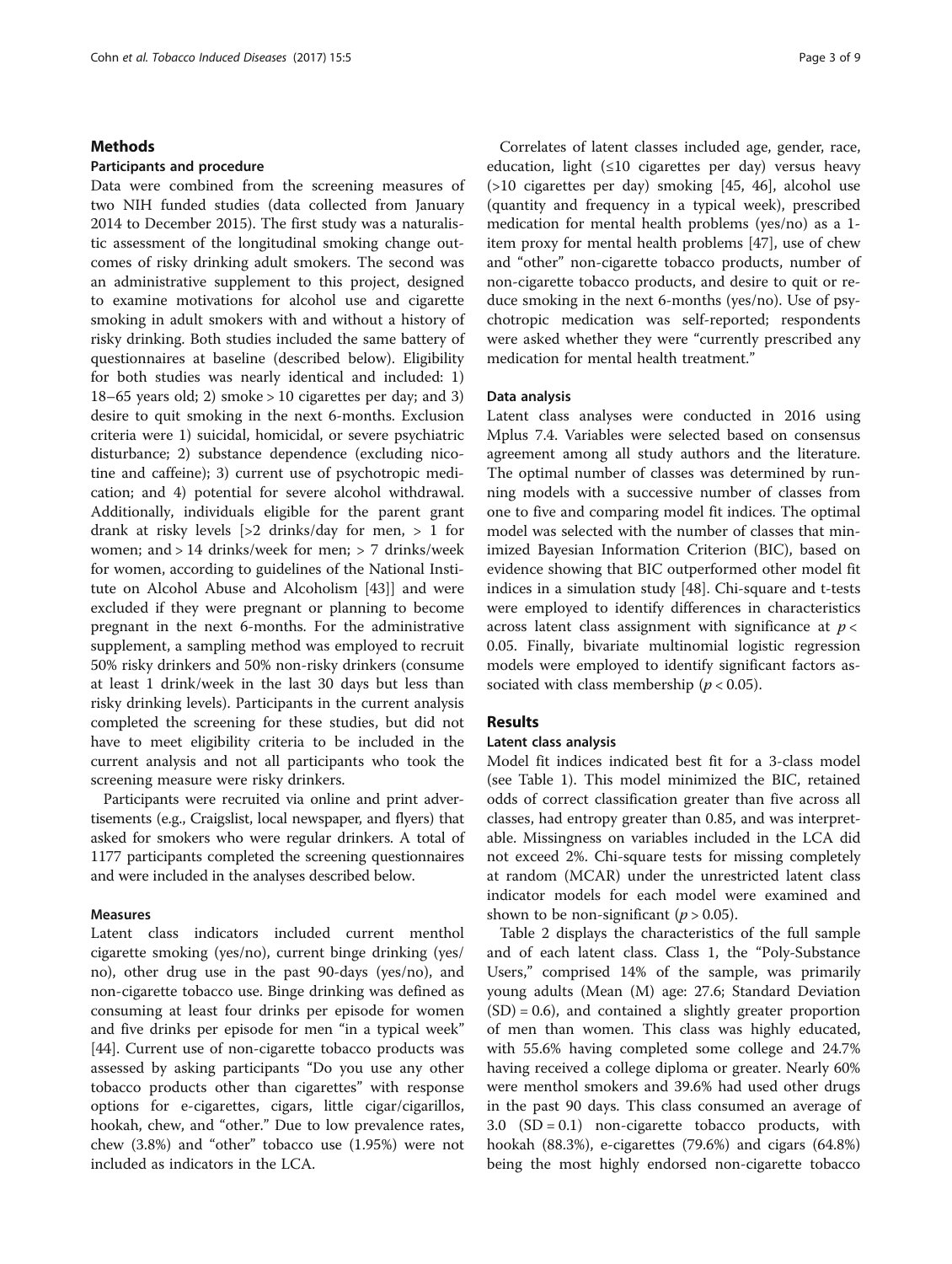## Methods

### Participants and procedure

Data were combined from the screening measures of two NIH funded studies (data collected from January 2014 to December 2015). The first study was a naturalistic assessment of the longitudinal smoking change outcomes of risky drinking adult smokers. The second was an administrative supplement to this project, designed to examine motivations for alcohol use and cigarette smoking in adult smokers with and without a history of risky drinking. Both studies included the same battery of questionnaires at baseline (described below). Eligibility for both studies was nearly identical and included: 1) 18–65 years old; 2) smoke > 10 cigarettes per day; and 3) desire to quit smoking in the next 6-months. Exclusion criteria were 1) suicidal, homicidal, or severe psychiatric disturbance; 2) substance dependence (excluding nicotine and caffeine); 3) current use of psychotropic medication; and 4) potential for severe alcohol withdrawal. Additionally, individuals eligible for the parent grant drank at risky levels [>2 drinks/day for men, > 1 for women; and > 14 drinks/week for men; > 7 drinks/week for women, according to guidelines of the National Institute on Alcohol Abuse and Alcoholism [43]] and were excluded if they were pregnant or planning to become pregnant in the next 6-months. For the administrative supplement, a sampling method was employed to recruit 50% risky drinkers and 50% non-risky drinkers (consume at least 1 drink/week in the last 30 days but less than risky drinking levels). Participants in the current analysis completed the screening for these studies, but did not have to meet eligibility criteria to be included in the current analysis and not all participants who took the screening measure were risky drinkers.

Participants were recruited via online and print advertisements (e.g., Craigslist, local newspaper, and flyers) that asked for smokers who were regular drinkers. A total of 1177 participants completed the screening questionnaires and were included in the analyses described below.

### Measures

Latent class indicators included current menthol cigarette smoking (yes/no), current binge drinking (yes/no), other drug use in the past 90-days (yes/no), and non-cigarette tobacco use. Binge drinking was defined as consuming at least four drinks per episode for women and five drinks per episode for men "in a typical week" [44]. Current use of non-cigarette tobacco products was assessed by asking participants "Do you use any other tobacco products other than cigarettes" with response options for e-cigarettes, cigars, little cigar/cigarillos, hookah, chew, and "other." Due to low prevalence rates, chew (3.8%) and "other" tobacco use (1.95%) were not included as indicators in the LCA.

Correlates of latent classes included age, gender, race, education, light (≤10 cigarettes per day) versus heavy (>10 cigarettes per day) smoking [45, 46], alcohol use (quantity and frequency in a typical week), prescribed medication for mental health problems (yes/no) as a 1-item proxy for mental health problems [47], use of chew and "other" non-cigarette tobacco products, number of non-cigarette tobacco products, and desire to quit or reduce smoking in the next 6-months (yes/no). Use of psychotropic medication was self-reported; respondents were asked whether they were "currently prescribed any medication for mental health treatment."

### Data analysis

Latent class analyses were conducted in 2016 using Mplus 7.4. Variables were selected based on consensus agreement among all study authors and the literature. The optimal number of classes was determined by running models with a successive number of classes from one to five and comparing model fit indices. The optimal model was selected with the number of classes that minimized Bayesian Information Criterion (BIC), based on evidence showing that BIC outperformed other model fit indices in a simulation study [48]. Chi-square and t-tests were employed to identify differences in characteristics across latent class assignment with significance at $p < 0.05$. Finally, bivariate multinomial logistic regression models were employed to identify significant factors associated with class membership ($p < 0.05$).

## Results

### Latent class analysis

Model fit indices indicated best fit for a 3-class model (see Table 1). This model minimized the BIC, retained odds of correct classification greater than five across all classes, had entropy greater than 0.85, and was interpretable. Missingness on variables included in the LCA did not exceed 2%. Chi-square tests for missing completely at random (MCAR) under the unrestricted latent class indicator models for each model were examined and shown to be non-significant ($p > 0.05$).

Table 2 displays the characteristics of the full sample and of each latent class. Class 1, the "Poly-Substance Users," comprised 14% of the sample, was primarily young adults (Mean (M) age: 27.6; Standard Deviation (SD) = 0.6), and contained a slightly greater proportion of men than women. This class was highly educated, with 55.6% having completed some college and 24.7% having received a college diploma or greater. Nearly 60% were menthol smokers and 39.6% had used other drugs in the past 90 days. This class consumed an average of 3.0 (SD = 0.1) non-cigarette tobacco products, with hookah (88.3%), e-cigarettes (79.6%) and cigars (64.8%) being the most highly endorsed non-cigarette tobacco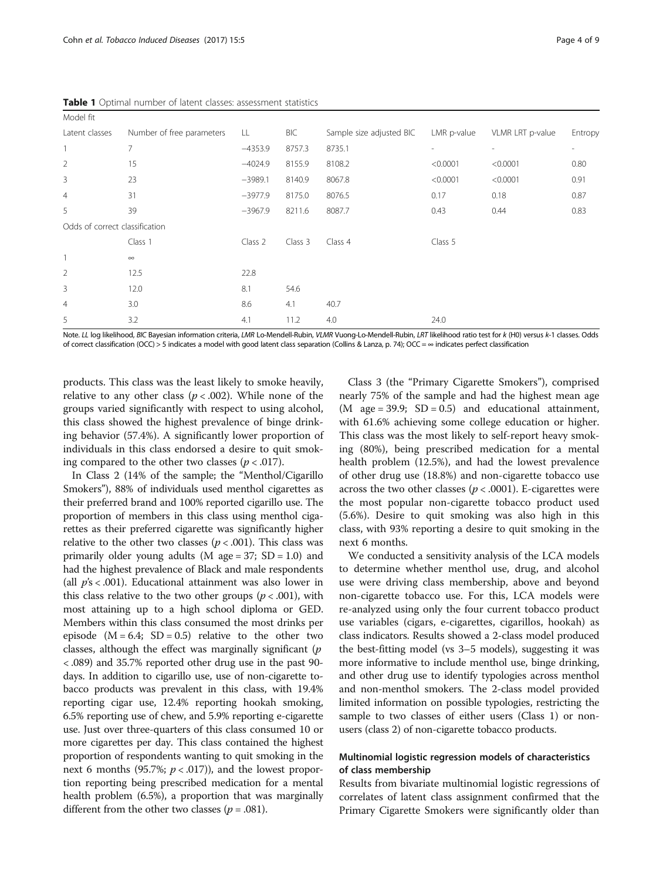**Table 1** Optimal number of latent classes: assessment statistics

| Model fit | | | | | | | |
|---|---|---|---|---|---|---|---|
| Latent classes | Number of free parameters | LL | BIC | Sample size adjusted BIC | LMR p-value | VLMR LRT p-value | Entropy |
| 1 | 7 | −4353.9 | 8757.3 | 8735.1 | - | - | - |
| 2 | 15 | −4024.9 | 8155.9 | 8108.2 | <0.0001 | <0.0001 | 0.80 |
| 3 | 23 | −3989.1 | 8140.9 | 8067.8 | <0.0001 | <0.0001 | 0.91 |
| 4 | 31 | −3977.9 | 8175.0 | 8076.5 | 0.17 | 0.18 | 0.87 |
| 5 | 39 | −3967.9 | 8211.6 | 8087.7 | 0.43 | 0.44 | 0.83 |
| Odds of correct classification | | | | | | | |
| | Class 1 | Class 2 | Class 3 | Class 4 | Class 5 | | |
| 1 | ∞ | | | | | | |
| 2 | 12.5 | 22.8 | | | | | |
| 3 | 12.0 | 8.1 | 54.6 | | | | |
| 4 | 3.0 | 8.6 | 4.1 | 40.7 | | | |
| 5 | 3.2 | 4.1 | 11.2 | 4.0 | 24.0 | | |

Note. *LL* log likelihood, *BIC* Bayesian information criteria, *LMR* Lo-Mendell-Rubin, *VLMR* Vuong-Lo-Mendell-Rubin, *LRT* likelihood ratio test for *k* (H0) versus *k*-1 classes. Odds of correct classification (OCC) > 5 indicates a model with good latent class separation (Collins & Lanza, p. 74); OCC = ∞ indicates perfect classification

products. This class was the least likely to smoke heavily, relative to any other class ($p < .002$). While none of the groups varied significantly with respect to using alcohol, this class showed the highest prevalence of binge drinking behavior (57.4%). A significantly lower proportion of individuals in this class endorsed a desire to quit smoking compared to the other two classes ($p < .017$).

In Class 2 (14% of the sample; the "Menthol/Cigarillo Smokers"), 88% of individuals used menthol cigarettes as their preferred brand and 100% reported cigarillo use. The proportion of members in this class using menthol cigarettes as their preferred cigarette was significantly higher relative to the other two classes ($p < .001$). This class was primarily older young adults (M age = 37; SD = 1.0) and had the highest prevalence of Black and male respondents (all $p$'s < .001). Educational attainment was also lower in this class relative to the two other groups ($p < .001$), with most attaining up to a high school diploma or GED. Members within this class consumed the most drinks per episode (M = 6.4; SD = 0.5) relative to the other two classes, although the effect was marginally significant ($p < .089$) and 35.7% reported other drug use in the past 90-days. In addition to cigarillo use, use of non-cigarette tobacco products was prevalent in this class, with 19.4% reporting cigar use, 12.4% reporting hookah smoking, 6.5% reporting use of chew, and 5.9% reporting e-cigarette use. Just over three-quarters of this class consumed 10 or more cigarettes per day. This class contained the highest proportion of respondents wanting to quit smoking in the next 6 months (95.7%; $p < .017$)), and the lowest proportion reporting being prescribed medication for a mental health problem (6.5%), a proportion that was marginally different from the other two classes ($p = .081$).

Class 3 (the "Primary Cigarette Smokers"), comprised nearly 75% of the sample and had the highest mean age (M age = 39.9; SD = 0.5) and educational attainment, with 61.6% achieving some college education or higher. This class was the most likely to self-report heavy smoking (80%), being prescribed medication for a mental health problem (12.5%), and had the lowest prevalence of other drug use (18.8%) and non-cigarette tobacco use across the two other classes ($p < .0001$). E-cigarettes were the most popular non-cigarette tobacco product used (5.6%). Desire to quit smoking was also high in this class, with 93% reporting a desire to quit smoking in the next 6 months.

We conducted a sensitivity analysis of the LCA models to determine whether menthol use, drug, and alcohol use were driving class membership, above and beyond non-cigarette tobacco use. For this, LCA models were re-analyzed using only the four current tobacco product use variables (cigars, e-cigarettes, cigarillos, hookah) as class indicators. Results showed a 2-class model produced the best-fitting model (vs 3–5 models), suggesting it was more informative to include menthol use, binge drinking, and other drug use to identify typologies across menthol and non-menthol smokers. The 2-class model provided limited information on possible typologies, restricting the sample to two classes of either users (Class 1) or non-users (class 2) of non-cigarette tobacco products.

## Multinomial logistic regression models of characteristics of class membership

Results from bivariate multinomial logistic regressions of correlates of latent class assignment confirmed that the Primary Cigarette Smokers were significantly older than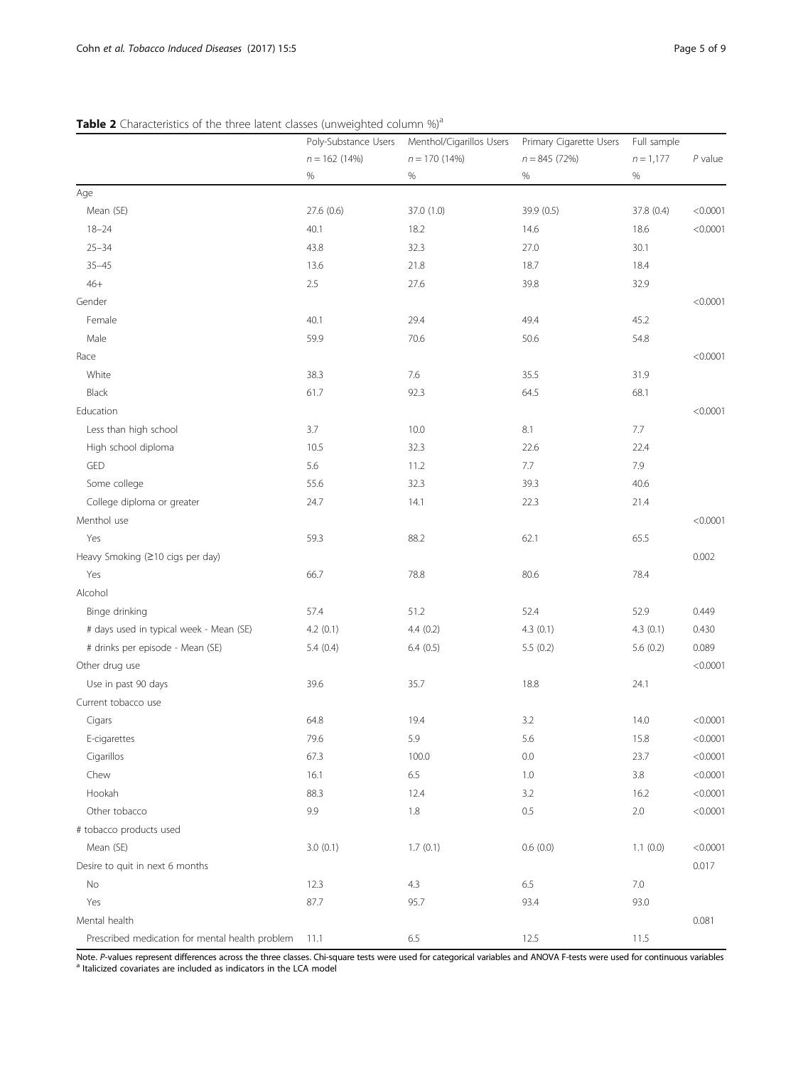**Table 2** Characteristics of the three latent classes (unweighted column %)[a]

| | Poly-Substance Users | Menthol/Cigarillos Users | Primary Cigarette Users | Full sample | |
|---|---|---|---|---|---|
| | $n = 162$ (14%) | $n = 170$ (14%) | $n = 845$ (72%) | $n = 1,177$ | *P* value |
| | % | % | % | % | |
| Age | | | | | |
| Mean (SE) | 27.6 (0.6) | 37.0 (1.0) | 39.9 (0.5) | 37.8 (0.4) | <0.0001 |
| 18–24 | 40.1 | 18.2 | 14.6 | 18.6 | <0.0001 |
| 25–34 | 43.8 | 32.3 | 27.0 | 30.1 | |
| 35–45 | 13.6 | 21.8 | 18.7 | 18.4 | |
| 46+ | 2.5 | 27.6 | 39.8 | 32.9 | |
| Gender | | | | | <0.0001 |
| Female | 40.1 | 29.4 | 49.4 | 45.2 | |
| Male | 59.9 | 70.6 | 50.6 | 54.8 | |
| Race | | | | | <0.0001 |
| White | 38.3 | 7.6 | 35.5 | 31.9 | |
| Black | 61.7 | 92.3 | 64.5 | 68.1 | |
| Education | | | | | <0.0001 |
| Less than high school | 3.7 | 10.0 | 8.1 | 7.7 | |
| High school diploma | 10.5 | 32.3 | 22.6 | 22.4 | |
| GED | 5.6 | 11.2 | 7.7 | 7.9 | |
| Some college | 55.6 | 32.3 | 39.3 | 40.6 | |
| College diploma or greater | 24.7 | 14.1 | 22.3 | 21.4 | |
| Menthol use | | | | | <0.0001 |
| Yes | 59.3 | 88.2 | 62.1 | 65.5 | |
| Heavy Smoking (≥10 cigs per day) | | | | | 0.002 |
| Yes | 66.7 | 78.8 | 80.6 | 78.4 | |
| Alcohol | | | | | |
| Binge drinking | 57.4 | 51.2 | 52.4 | 52.9 | 0.449 |
| # days used in typical week - Mean (SE) | 4.2 (0.1) | 4.4 (0.2) | 4.3 (0.1) | 4.3 (0.1) | 0.430 |
| # drinks per episode - Mean (SE) | 5.4 (0.4) | 6.4 (0.5) | 5.5 (0.2) | 5.6 (0.2) | 0.089 |
| Other drug use | | | | | <0.0001 |
| Use in past 90 days | 39.6 | 35.7 | 18.8 | 24.1 | |
| Current tobacco use | | | | | |
| Cigars | 64.8 | 19.4 | 3.2 | 14.0 | <0.0001 |
| E-cigarettes | 79.6 | 5.9 | 5.6 | 15.8 | <0.0001 |
| Cigarillos | 67.3 | 100.0 | 0.0 | 23.7 | <0.0001 |
| Chew | 16.1 | 6.5 | 1.0 | 3.8 | <0.0001 |
| Hookah | 88.3 | 12.4 | 3.2 | 16.2 | <0.0001 |
| Other tobacco | 9.9 | 1.8 | 0.5 | 2.0 | <0.0001 |
| # tobacco products used | | | | | |
| Mean (SE) | 3.0 (0.1) | 1.7 (0.1) | 0.6 (0.0) | 1.1 (0.0) | <0.0001 |
| Desire to quit in next 6 months | | | | | 0.017 |
| No | 12.3 | 4.3 | 6.5 | 7.0 | |
| Yes | 87.7 | 95.7 | 93.4 | 93.0 | |
| Mental health | | | | | 0.081 |
| Prescribed medication for mental health problem | 11.1 | 6.5 | 12.5 | 11.5 | |

Note. *P*-values represent differences across the three classes. Chi-square tests were used for categorical variables and ANOVA F-tests were used for continuous variables
[a] Italicized covariates are included as indicators in the LCA model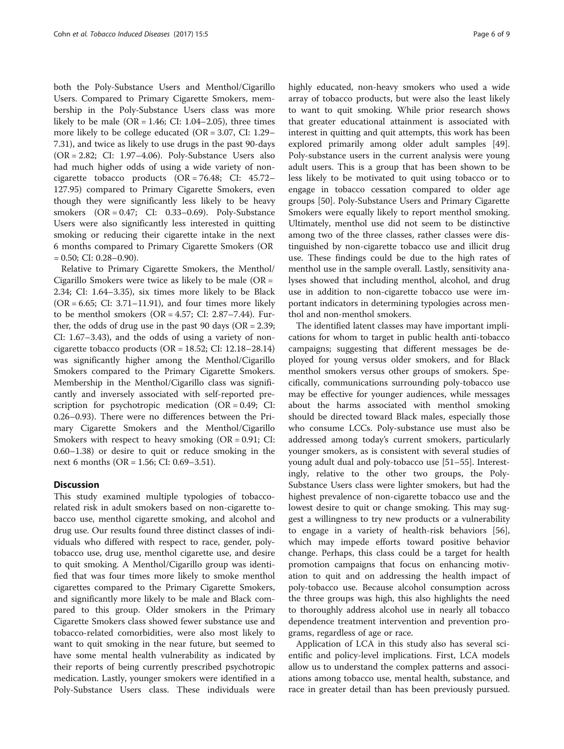both the Poly-Substance Users and Menthol/Cigarillo Users. Compared to Primary Cigarette Smokers, membership in the Poly-Substance Users class was more likely to be male (OR = 1.46; CI: 1.04–2.05), three times more likely to be college educated (OR = 3.07, CI: 1.29–7.31), and twice as likely to use drugs in the past 90-days (OR = 2.82; CI: 1.97–4.06). Poly-Substance Users also had much higher odds of using a wide variety of non-cigarette tobacco products (OR = 76.48; CI: 45.72–127.95) compared to Primary Cigarette Smokers, even though they were significantly less likely to be heavy smokers (OR = 0.47; CI: 0.33–0.69). Poly-Substance Users were also significantly less interested in quitting smoking or reducing their cigarette intake in the next 6 months compared to Primary Cigarette Smokers (OR = 0.50; CI: 0.28–0.90).

Relative to Primary Cigarette Smokers, the Menthol/Cigarillo Smokers were twice as likely to be male (OR = 2.34; CI: 1.64–3.35), six times more likely to be Black (OR = 6.65; CI: 3.71–11.91), and four times more likely to be menthol smokers (OR = 4.57; CI: 2.87–7.44). Further, the odds of drug use in the past 90 days (OR = 2.39; CI: 1.67–3.43), and the odds of using a variety of non-cigarette tobacco products (OR = 18.52; CI: 12.18–28.14) was significantly higher among the Menthol/Cigarillo Smokers compared to the Primary Cigarette Smokers. Membership in the Menthol/Cigarillo class was significantly and inversely associated with self-reported prescription for psychotropic medication (OR = 0.49; CI: 0.26–0.93). There were no differences between the Primary Cigarette Smokers and the Menthol/Cigarillo Smokers with respect to heavy smoking (OR = 0.91; CI: 0.60–1.38) or desire to quit or reduce smoking in the next 6 months (OR = 1.56; CI: 0.69–3.51).

## Discussion

This study examined multiple typologies of tobacco-related risk in adult smokers based on non-cigarette tobacco use, menthol cigarette smoking, and alcohol and drug use. Our results found three distinct classes of individuals who differed with respect to race, gender, poly-tobacco use, drug use, menthol cigarette use, and desire to quit smoking. A Menthol/Cigarillo group was identified that was four times more likely to smoke menthol cigarettes compared to the Primary Cigarette Smokers, and significantly more likely to be male and Black compared to this group. Older smokers in the Primary Cigarette Smokers class showed fewer substance use and tobacco-related comorbidities, were also most likely to want to quit smoking in the near future, but seemed to have some mental health vulnerability as indicated by their reports of being currently prescribed psychotropic medication. Lastly, younger smokers were identified in a Poly-Substance Users class. These individuals were highly educated, non-heavy smokers who used a wide array of tobacco products, but were also the least likely to want to quit smoking. While prior research shows that greater educational attainment is associated with interest in quitting and quit attempts, this work has been explored primarily among older adult samples [49]. Poly-substance users in the current analysis were young adult users. This is a group that has been shown to be less likely to be motivated to quit using tobacco or to engage in tobacco cessation compared to older age groups [50]. Poly-Substance Users and Primary Cigarette Smokers were equally likely to report menthol smoking. Ultimately, menthol use did not seem to be distinctive among two of the three classes, rather classes were distinguished by non-cigarette tobacco use and illicit drug use. These findings could be due to the high rates of menthol use in the sample overall. Lastly, sensitivity analyses showed that including menthol, alcohol, and drug use in addition to non-cigarette tobacco use were important indicators in determining typologies across menthol and non-menthol smokers.

The identified latent classes may have important implications for whom to target in public health anti-tobacco campaigns; suggesting that different messages be deployed for young versus older smokers, and for Black menthol smokers versus other groups of smokers. Specifically, communications surrounding poly-tobacco use may be effective for younger audiences, while messages about the harms associated with menthol smoking should be directed toward Black males, especially those who consume LCCs. Poly-substance use must also be addressed among today's current smokers, particularly younger smokers, as is consistent with several studies of young adult dual and poly-tobacco use [51–55]. Interestingly, relative to the other two groups, the Poly-Substance Users class were lighter smokers, but had the highest prevalence of non-cigarette tobacco use and the lowest desire to quit or change smoking. This may suggest a willingness to try new products or a vulnerability to engage in a variety of health-risk behaviors [56], which may impede efforts toward positive behavior change. Perhaps, this class could be a target for health promotion campaigns that focus on enhancing motivation to quit and on addressing the health impact of poly-tobacco use. Because alcohol consumption across the three groups was high, this also highlights the need to thoroughly address alcohol use in nearly all tobacco dependence treatment intervention and prevention programs, regardless of age or race.

Application of LCA in this study also has several scientific and policy-level implications. First, LCA models allow us to understand the complex patterns and associations among tobacco use, mental health, substance, and race in greater detail than has been previously pursued.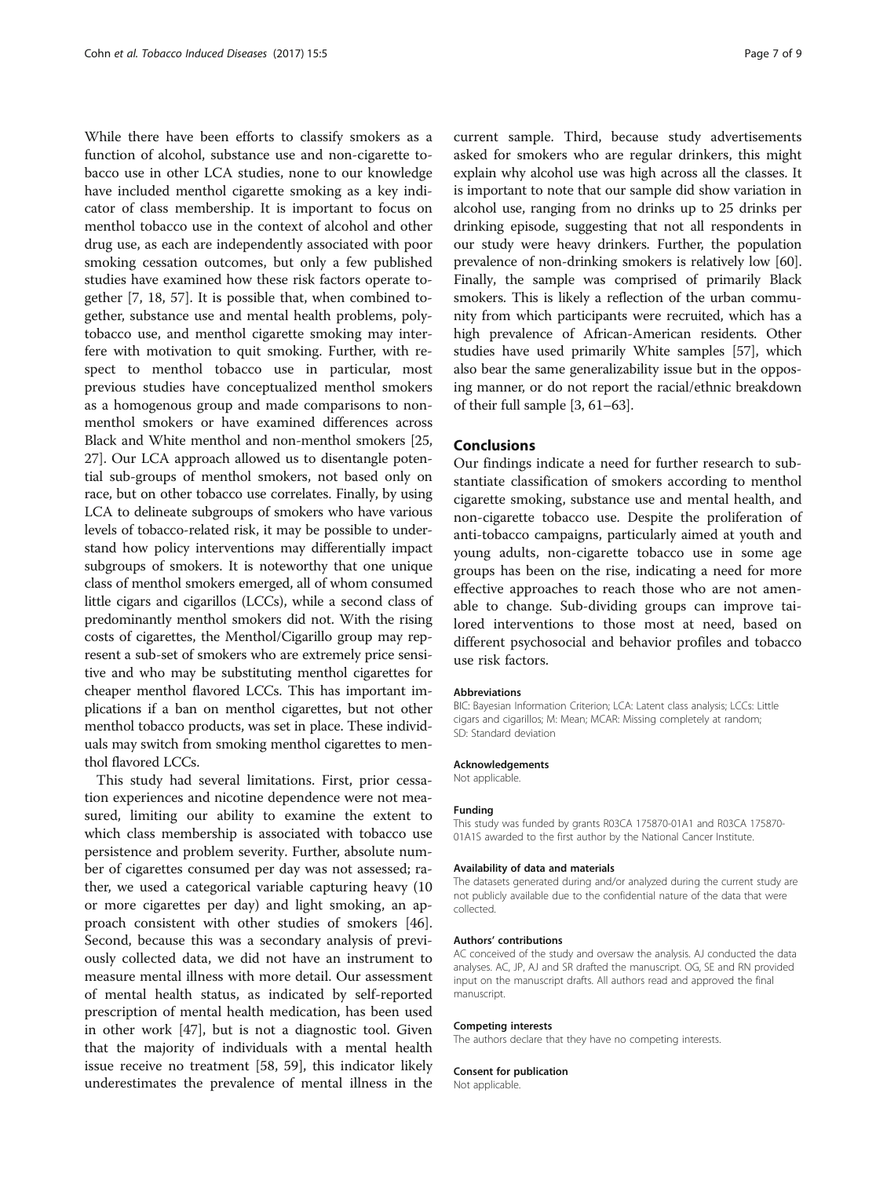While there have been efforts to classify smokers as a function of alcohol, substance use and non-cigarette tobacco use in other LCA studies, none to our knowledge have included menthol cigarette smoking as a key indicator of class membership. It is important to focus on menthol tobacco use in the context of alcohol and other drug use, as each are independently associated with poor smoking cessation outcomes, but only a few published studies have examined how these risk factors operate together [7, 18, 57]. It is possible that, when combined together, substance use and mental health problems, polytobacco use, and menthol cigarette smoking may interfere with motivation to quit smoking. Further, with respect to menthol tobacco use in particular, most previous studies have conceptualized menthol smokers as a homogenous group and made comparisons to non-menthol smokers or have examined differences across Black and White menthol and non-menthol smokers [25, 27]. Our LCA approach allowed us to disentangle potential sub-groups of menthol smokers, not based only on race, but on other tobacco use correlates. Finally, by using LCA to delineate subgroups of smokers who have various levels of tobacco-related risk, it may be possible to understand how policy interventions may differentially impact subgroups of smokers. It is noteworthy that one unique class of menthol smokers emerged, all of whom consumed little cigars and cigarillos (LCCs), while a second class of predominantly menthol smokers did not. With the rising costs of cigarettes, the Menthol/Cigarillo group may represent a sub-set of smokers who are extremely price sensitive and who may be substituting menthol cigarettes for cheaper menthol flavored LCCs. This has important implications if a ban on menthol cigarettes, but not other menthol tobacco products, was set in place. These individuals may switch from smoking menthol cigarettes to menthol flavored LCCs.

This study had several limitations. First, prior cessation experiences and nicotine dependence were not measured, limiting our ability to examine the extent to which class membership is associated with tobacco use persistence and problem severity. Further, absolute number of cigarettes consumed per day was not assessed; rather, we used a categorical variable capturing heavy (10 or more cigarettes per day) and light smoking, an approach consistent with other studies of smokers [46]. Second, because this was a secondary analysis of previously collected data, we did not have an instrument to measure mental illness with more detail. Our assessment of mental health status, as indicated by self-reported prescription of mental health medication, has been used in other work [47], but is not a diagnostic tool. Given that the majority of individuals with a mental health issue receive no treatment [58, 59], this indicator likely underestimates the prevalence of mental illness in the current sample. Third, because study advertisements asked for smokers who are regular drinkers, this might explain why alcohol use was high across all the classes. It is important to note that our sample did show variation in alcohol use, ranging from no drinks up to 25 drinks per drinking episode, suggesting that not all respondents in our study were heavy drinkers. Further, the population prevalence of non-drinking smokers is relatively low [60]. Finally, the sample was comprised of primarily Black smokers. This is likely a reflection of the urban community from which participants were recruited, which has a high prevalence of African-American residents. Other studies have used primarily White samples [57], which also bear the same generalizability issue but in the opposing manner, or do not report the racial/ethnic breakdown of their full sample [3, 61–63].

## Conclusions

Our findings indicate a need for further research to substantiate classification of smokers according to menthol cigarette smoking, substance use and mental health, and non-cigarette tobacco use. Despite the proliferation of anti-tobacco campaigns, particularly aimed at youth and young adults, non-cigarette tobacco use in some age groups has been on the rise, indicating a need for more effective approaches to reach those who are not amenable to change. Sub-dividing groups can improve tailored interventions to those most at need, based on different psychosocial and behavior profiles and tobacco use risk factors.

#### Abbreviations

BIC: Bayesian Information Criterion; LCA: Latent class analysis; LCCs: Little cigars and cigarillos; M: Mean; MCAR: Missing completely at random; SD: Standard deviation

#### Acknowledgements

Not applicable.

#### Funding

This study was funded by grants R03CA 175870-01A1 and R03CA 175870-01A1S awarded to the first author by the National Cancer Institute.

#### Availability of data and materials

The datasets generated during and/or analyzed during the current study are not publicly available due to the confidential nature of the data that were collected.

#### Authors' contributions

AC conceived of the study and oversaw the analysis. AJ conducted the data analyses. AC, JP, AJ and SR drafted the manuscript. OG, SE and RN provided input on the manuscript drafts. All authors read and approved the final manuscript.

#### Competing interests

The authors declare that they have no competing interests.

#### Consent for publication

Not applicable.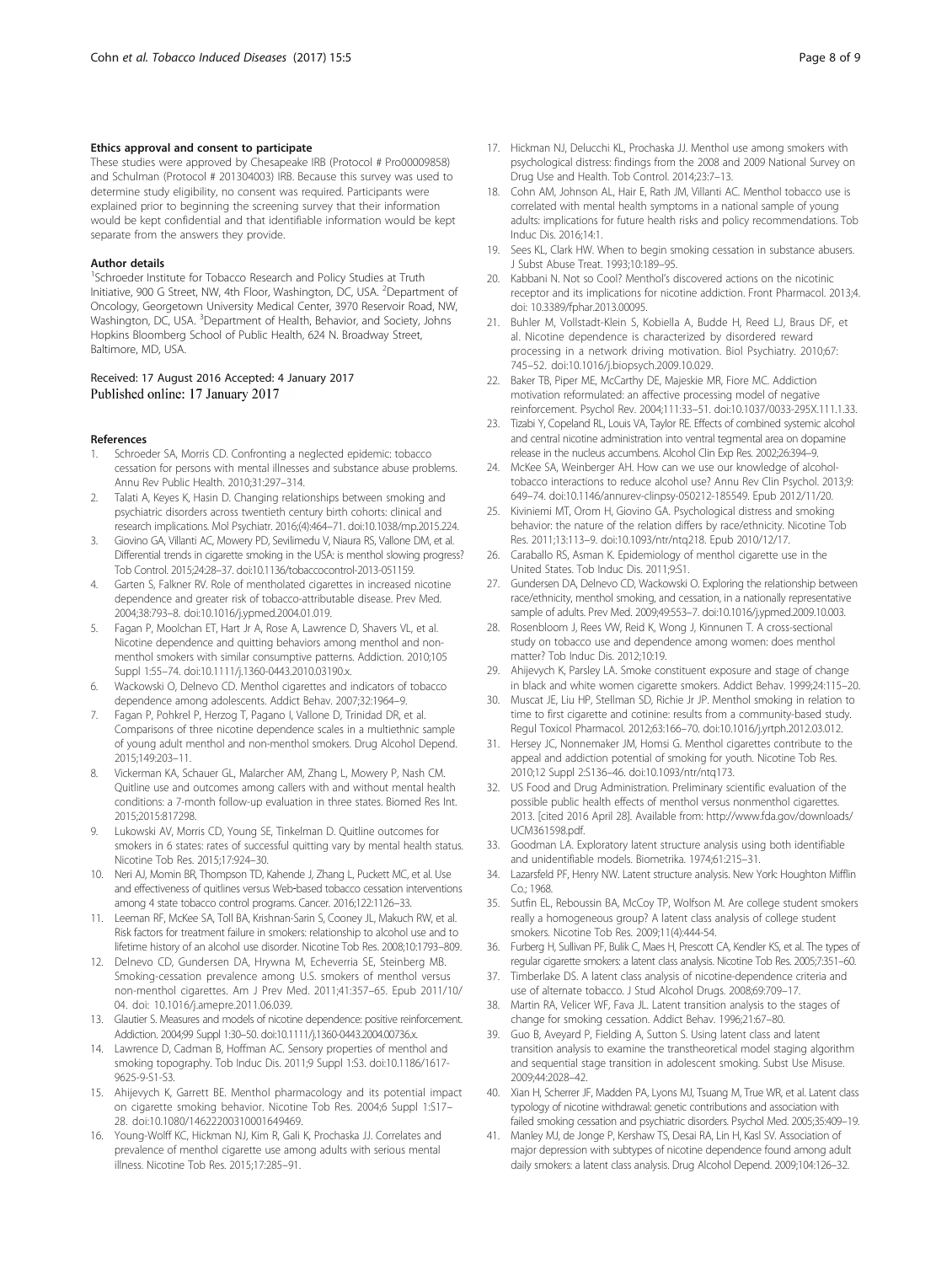#### Ethics approval and consent to participate

These studies were approved by Chesapeake IRB (Protocol # Pro00009858) and Schulman (Protocol # 201304003) IRB. Because this survey was used to determine study eligibility, no consent was required. Participants were explained prior to beginning the screening survey that their information would be kept confidential and that identifiable information would be kept separate from the answers they provide.

#### Author details

[1]Schroeder Institute for Tobacco Research and Policy Studies at Truth Initiative, 900 G Street, NW, 4th Floor, Washington, DC, USA. [2]Department of Oncology, Georgetown University Medical Center, 3970 Reservoir Road, NW, Washington, DC, USA. [3]Department of Health, Behavior, and Society, Johns Hopkins Bloomberg School of Public Health, 624 N. Broadway Street, Baltimore, MD, USA.

Received: 17 August 2016 Accepted: 4 January 2017
Published online: 17 January 2017

#### References

1. Schroeder SA, Morris CD. Confronting a neglected epidemic: tobacco cessation for persons with mental illnesses and substance abuse problems. Annu Rev Public Health. 2010;31:297–314.
2. Talati A, Keyes K, Hasin D. Changing relationships between smoking and psychiatric disorders across twentieth century birth cohorts: clinical and research implications. Mol Psychiatr. 2016;(4):464–71. doi:10.1038/mp.2015.224.
3. Giovino GA, Villanti AC, Mowery PD, Sevilimedu V, Niaura RS, Vallone DM, et al. Differential trends in cigarette smoking in the USA: is menthol slowing progress? Tob Control. 2015;24:28–37. doi:10.1136/tobaccocontrol-2013-051159.
4. Garten S, Falkner RV. Role of mentholated cigarettes in increased nicotine dependence and greater risk of tobacco-attributable disease. Prev Med. 2004;38:793–8. doi:10.1016/j.ypmed.2004.01.019.
5. Fagan P, Moolchan ET, Hart Jr A, Rose A, Lawrence D, Shavers VL, et al. Nicotine dependence and quitting behaviors among menthol and non-menthol smokers with similar consumptive patterns. Addiction. 2010;105 Suppl 1:55–74. doi:10.1111/j.1360-0443.2010.03190.x.
6. Wackowski O, Delnevo CD. Menthol cigarettes and indicators of tobacco dependence among adolescents. Addict Behav. 2007;32:1964–9.
7. Fagan P, Pohkrel P, Herzog T, Pagano I, Vallone D, Trinidad DR, et al. Comparisons of three nicotine dependence scales in a multiethnic sample of young adult menthol and non-menthol smokers. Drug Alcohol Depend. 2015;149:203–11.
8. Vickerman KA, Schauer GL, Malarcher AM, Zhang L, Mowery P, Nash CM. Quitline use and outcomes among callers with and without mental health conditions: a 7-month follow-up evaluation in three states. Biomed Res Int. 2015;2015:817298.
9. Lukowski AV, Morris CD, Young SE, Tinkelman D. Quitline outcomes for smokers in 6 states: rates of successful quitting vary by mental health status. Nicotine Tob Res. 2015;17:924–30.
10. Neri AJ, Momin BR, Thompson TD, Kahende J, Zhang L, Puckett MC, et al. Use and effectiveness of quitlines versus Web-based tobacco cessation interventions among 4 state tobacco control programs. Cancer. 2016;122:1126–33.
11. Leeman RF, McKee SA, Toll BA, Krishnan-Sarin S, Cooney JL, Makuch RW, et al. Risk factors for treatment failure in smokers: relationship to alcohol use and to lifetime history of an alcohol use disorder. Nicotine Tob Res. 2008;10:1793–809.
12. Delnevo CD, Gundersen DA, Hrywna M, Echeverria SE, Steinberg MB. Smoking-cessation prevalence among U.S. smokers of menthol versus non-menthol cigarettes. Am J Prev Med. 2011;41:357–65. Epub 2011/10/04. doi: 10.1016/j.amepre.2011.06.039.
13. Glautier S. Measures and models of nicotine dependence: positive reinforcement. Addiction. 2004;99 Suppl 1:30–50. doi:10.1111/j.1360-0443.2004.00736.x.
14. Lawrence D, Cadman B, Hoffman AC. Sensory properties of menthol and smoking topography. Tob Induc Dis. 2011;9 Suppl 1:S3. doi:10.1186/1617-9625-9-S1-S3.
15. Ahijevych K, Garrett BE. Menthol pharmacology and its potential impact on cigarette smoking behavior. Nicotine Tob Res. 2004;6 Suppl 1:S17–28. doi:10.1080/14622200310001649469.
16. Young-Wolff KC, Hickman NJ, Kim R, Gali K, Prochaska JJ. Correlates and prevalence of menthol cigarette use among adults with serious mental illness. Nicotine Tob Res. 2015;17:285–91.
17. Hickman NJ, Delucchi KL, Prochaska JJ. Menthol use among smokers with psychological distress: findings from the 2008 and 2009 National Survey on Drug Use and Health. Tob Control. 2014;23:7–13.
18. Cohn AM, Johnson AL, Hair E, Rath JM, Villanti AC. Menthol tobacco use is correlated with mental health symptoms in a national sample of young adults: implications for future health risks and policy recommendations. Tob Induc Dis. 2016;14:1.
19. Sees KL, Clark HW. When to begin smoking cessation in substance abusers. J Subst Abuse Treat. 1993;10:189–95.
20. Kabbani N. Not so Cool? Menthol's discovered actions on the nicotinic receptor and its implications for nicotine addiction. Front Pharmacol. 2013;4. doi: 10.3389/fphar.2013.00095.
21. Buhler M, Vollstadt-Klein S, Kobiella A, Budde H, Reed LJ, Braus DF, et al. Nicotine dependence is characterized by disordered reward processing in a network driving motivation. Biol Psychiatry. 2010;67:745–52. doi:10.1016/j.biopsych.2009.10.029.
22. Baker TB, Piper ME, McCarthy DE, Majeskie MR, Fiore MC. Addiction motivation reformulated: an affective processing model of negative reinforcement. Psychol Rev. 2004;111:33–51. doi:10.1037/0033-295X.111.1.33.
23. Tizabi Y, Copeland RL, Louis VA, Taylor RE. Effects of combined systemic alcohol and central nicotine administration into ventral tegmental area on dopamine release in the nucleus accumbens. Alcohol Clin Exp Res. 2002;26:394–9.
24. McKee SA, Weinberger AH. How can we use our knowledge of alcohol-tobacco interactions to reduce alcohol use? Annu Rev Clin Psychol. 2013;9:649–74. doi:10.1146/annurev-clinpsy-050212-185549. Epub 2012/11/20.
25. Kiviniemi MT, Orom H, Giovino GA. Psychological distress and smoking behavior: the nature of the relation differs by race/ethnicity. Nicotine Tob Res. 2011;13:113–9. doi:10.1093/ntr/ntq218. Epub 2010/12/17.
26. Caraballo RS, Asman K. Epidemiology of menthol cigarette use in the United States. Tob Induc Dis. 2011;9:S1.
27. Gundersen DA, Delnevo CD, Wackowski O. Exploring the relationship between race/ethnicity, menthol smoking, and cessation, in a nationally representative sample of adults. Prev Med. 2009;49:553–7. doi:10.1016/j.ypmed.2009.10.003.
28. Rosenbloom J, Rees VW, Reid K, Wong J, Kinnunen T. A cross-sectional study on tobacco use and dependence among women: does menthol matter? Tob Induc Dis. 2012;10:19.
29. Ahijevych K, Parsley LA. Smoke constituent exposure and stage of change in black and white women cigarette smokers. Addict Behav. 1999;24:115–20.
30. Muscat JE, Liu HP, Stellman SD, Richie Jr JP. Menthol smoking in relation to time to first cigarette and cotinine: results from a community-based study. Regul Toxicol Pharmacol. 2012;63:166–70. doi:10.1016/j.yrtph.2012.03.012.
31. Hersey JC, Nonnemaker JM, Homsi G. Menthol cigarettes contribute to the appeal and addiction potential of smoking for youth. Nicotine Tob Res. 2010;12 Suppl 2:S136–46. doi:10.1093/ntr/ntq173.
32. US Food and Drug Administration. Preliminary scientific evaluation of the possible public health effects of menthol versus nonmenthol cigarettes. 2013. [cited 2016 April 28]. Available from: http://www.fda.gov/downloads/UCM361598.pdf.
33. Goodman LA. Exploratory latent structure analysis using both identifiable and unidentifiable models. Biometrika. 1974;61:215–31.
34. Lazarsfeld PF, Henry NW. Latent structure analysis. New York: Houghton Mifflin Co.; 1968.
35. Sutfin EL, Reboussin BA, McCoy TP, Wolfson M. Are college student smokers really a homogeneous group? A latent class analysis of college student smokers. Nicotine Tob Res. 2009;11(4):444-54.
36. Furberg H, Sullivan PF, Bulik C, Maes H, Prescott CA, Kendler KS, et al. The types of regular cigarette smokers: a latent class analysis. Nicotine Tob Res. 2005;7:351–60.
37. Timberlake DS. A latent class analysis of nicotine-dependence criteria and use of alternate tobacco. J Stud Alcohol Drugs. 2008;69:709–17.
38. Martin RA, Velicer WF, Fava JL. Latent transition analysis to the stages of change for smoking cessation. Addict Behav. 1996;21:67–80.
39. Guo B, Aveyard P, Fielding A, Sutton S. Using latent class and latent transition analysis to examine the transtheoretical model staging algorithm and sequential stage transition in adolescent smoking. Subst Use Misuse. 2009;44:2028–42.
40. Xian H, Scherrer JF, Madden PA, Lyons MJ, Tsuang M, True WR, et al. Latent class typology of nicotine withdrawal: genetic contributions and association with failed smoking cessation and psychiatric disorders. Psychol Med. 2005;35:409–19.
41. Manley MJ, de Jonge P, Kershaw TS, Desai RA, Lin H, Kasl SV. Association of major depression with subtypes of nicotine dependence found among adult daily smokers: a latent class analysis. Drug Alcohol Depend. 2009;104:126–32.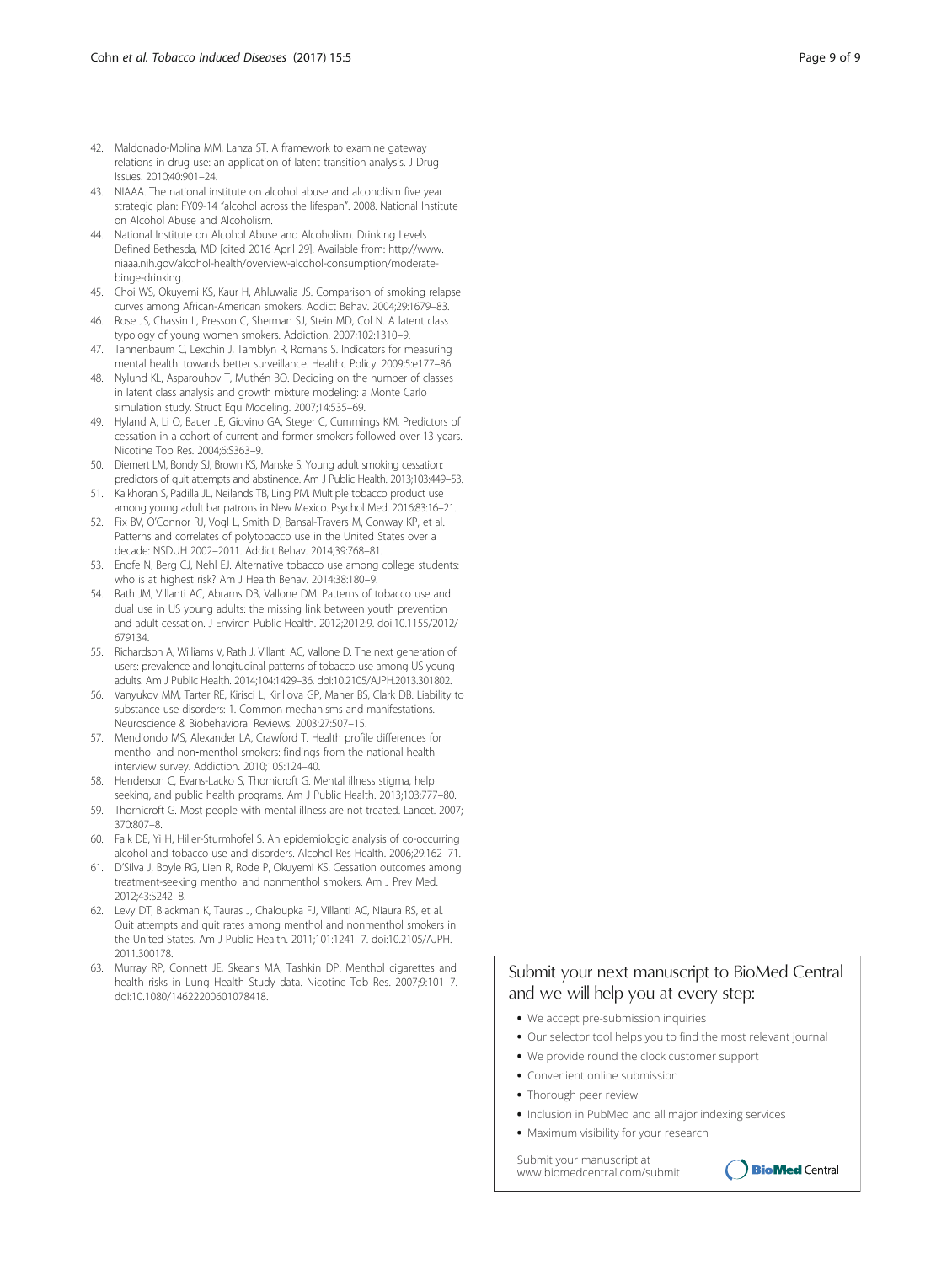42. Maldonado-Molina MM, Lanza ST. A framework to examine gateway relations in drug use: an application of latent transition analysis. J Drug Issues. 2010;40:901–24.
43. NIAAA. The national institute on alcohol abuse and alcoholism five year strategic plan: FY09-14 "alcohol across the lifespan". 2008. National Institute on Alcohol Abuse and Alcoholism.
44. National Institute on Alcohol Abuse and Alcoholism. Drinking Levels Defined Bethesda, MD [cited 2016 April 29]. Available from: http://www.niaaa.nih.gov/alcohol-health/overview-alcohol-consumption/moderate-binge-drinking.
45. Choi WS, Okuyemi KS, Kaur H, Ahluwalia JS. Comparison of smoking relapse curves among African-American smokers. Addict Behav. 2004;29:1679–83.
46. Rose JS, Chassin L, Presson C, Sherman SJ, Stein MD, Col N. A latent class typology of young women smokers. Addiction. 2007;102:1310–9.
47. Tannenbaum C, Lexchin J, Tamblyn R, Romans S. Indicators for measuring mental health: towards better surveillance. Healthc Policy. 2009;5:e177–86.
48. Nylund KL, Asparouhov T, Muthén BO. Deciding on the number of classes in latent class analysis and growth mixture modeling: a Monte Carlo simulation study. Struct Equ Modeling. 2007;14:535–69.
49. Hyland A, Li Q, Bauer JE, Giovino GA, Steger C, Cummings KM. Predictors of cessation in a cohort of current and former smokers followed over 13 years. Nicotine Tob Res. 2004;6:S363–9.
50. Diemert LM, Bondy SJ, Brown KS, Manske S. Young adult smoking cessation: predictors of quit attempts and abstinence. Am J Public Health. 2013;103:449–53.
51. Kalkhoran S, Padilla JL, Neilands TB, Ling PM. Multiple tobacco product use among young adult bar patrons in New Mexico. Psychol Med. 2016;83:16–21.
52. Fix BV, O'Connor RJ, Vogl L, Smith D, Bansal-Travers M, Conway KP, et al. Patterns and correlates of polytobacco use in the United States over a decade: NSDUH 2002–2011. Addict Behav. 2014;39:768–81.
53. Enofe N, Berg CJ, Nehl EJ. Alternative tobacco use among college students: who is at highest risk? Am J Health Behav. 2014;38:180–9.
54. Rath JM, Villanti AC, Abrams DB, Vallone DM. Patterns of tobacco use and dual use in US young adults: the missing link between youth prevention and adult cessation. J Environ Public Health. 2012;2012:9. doi:10.1155/2012/679134.
55. Richardson A, Williams V, Rath J, Villanti AC, Vallone D. The next generation of users: prevalence and longitudinal patterns of tobacco use among US young adults. Am J Public Health. 2014;104:1429–36. doi:10.2105/AJPH.2013.301802.
56. Vanyukov MM, Tarter RE, Kirisci L, Kirillova GP, Maher BS, Clark DB. Liability to substance use disorders: 1. Common mechanisms and manifestations. Neuroscience & Biobehavioral Reviews. 2003;27:507–15.
57. Mendiondo MS, Alexander LA, Crawford T. Health profile differences for menthol and non-menthol smokers: findings from the national health interview survey. Addiction. 2010;105:124–40.
58. Henderson C, Evans-Lacko S, Thornicroft G. Mental illness stigma, help seeking, and public health programs. Am J Public Health. 2013;103:777–80.
59. Thornicroft G. Most people with mental illness are not treated. Lancet. 2007;370:807–8.
60. Falk DE, Yi H, Hiller-Sturmhofel S. An epidemiologic analysis of co-occurring alcohol and tobacco use and disorders. Alcohol Res Health. 2006;29:162–71.
61. D'Silva J, Boyle RG, Lien R, Rode P, Okuyemi KS. Cessation outcomes among treatment-seeking menthol and nonmenthol smokers. Am J Prev Med. 2012;43:S242–8.
62. Levy DT, Blackman K, Tauras J, Chaloupka FJ, Villanti AC, Niaura RS, et al. Quit attempts and quit rates among menthol and nonmenthol smokers in the United States. Am J Public Health. 2011;101:1241–7. doi:10.2105/AJPH.2011.300178.
63. Murray RP, Connett JE, Skeans MA, Tashkin DP. Menthol cigarettes and health risks in Lung Health Study data. Nicotine Tob Res. 2007;9:101–7. doi:10.1080/14622200601078418.

Submit your next manuscript to BioMed Central and we will help you at every step:

- We accept pre-submission inquiries
- Our selector tool helps you to find the most relevant journal
- We provide round the clock customer support
- Convenient online submission
- Thorough peer review
- Inclusion in PubMed and all major indexing services
- Maximum visibility for your research

Submit your manuscript at www.biomedcentral.com/submit

BioMed Central